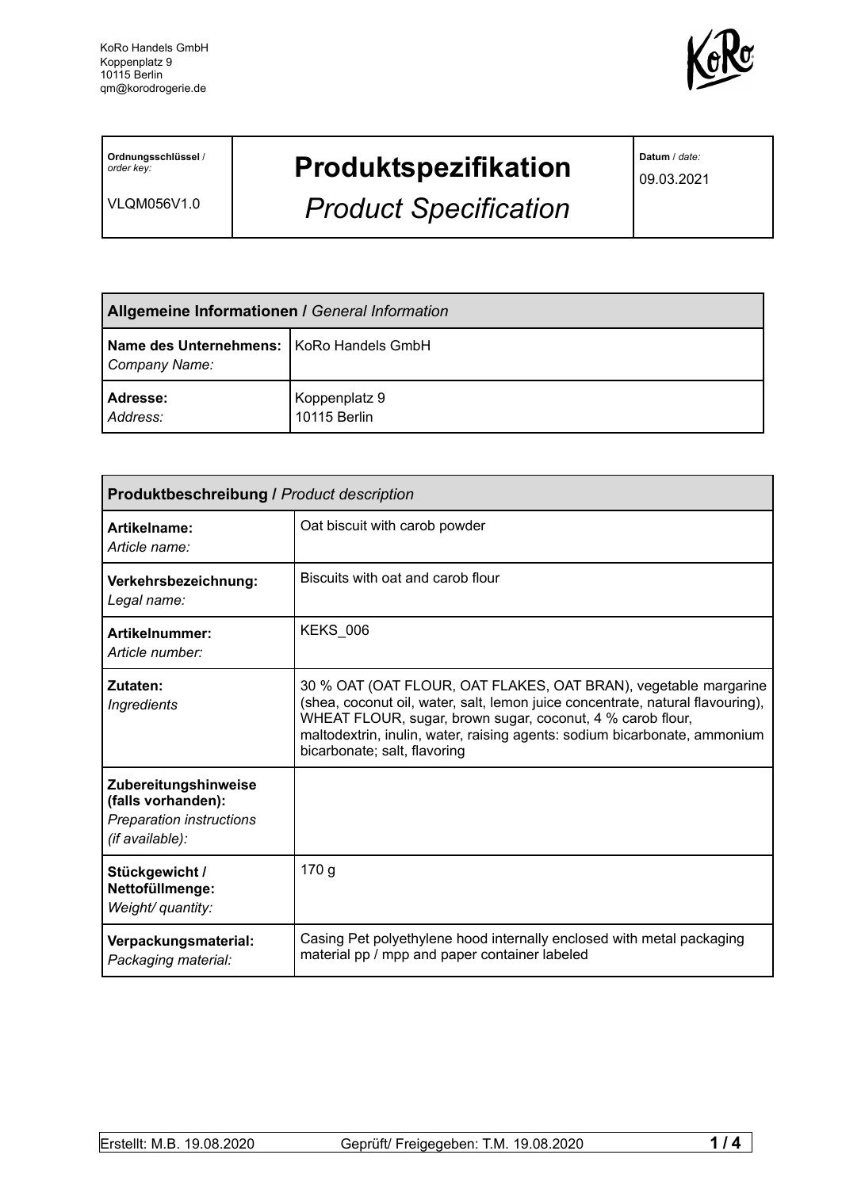KoRo Handels GmbH
Koppenplatz 9
10115 Berlin
qm@korodrogerie.de

| **Ordnungsschlüssel** / *order key:* VLQM056V1.0 | **Produktspezifikation** *Product Specification* | **Datum** / *date:* 09.03.2021 |
|---|---|---|

| **Allgemeine Informationen /** *General Information* | |
|---|---|
| **Name des Unternehmens:** *Company Name:* | KoRo Handels GmbH |
| **Adresse:** *Address:* | Koppenplatz 9 10115 Berlin |

| **Produktbeschreibung /** *Product description* | |
|---|---|
| **Artikelname:** *Article name:* | Oat biscuit with carob powder |
| **Verkehrsbezeichnung:** *Legal name:* | Biscuits with oat and carob flour |
| **Artikelnummer:** *Article number:* | KEKS_006 |
| **Zutaten:** *Ingredients* | 30 % OAT (OAT FLOUR, OAT FLAKES, OAT BRAN), vegetable margarine (shea, coconut oil, water, salt, lemon juice concentrate, natural flavouring), WHEAT FLOUR, sugar, brown sugar, coconut, 4 % carob flour, maltodextrin, inulin, water, raising agents: sodium bicarbonate, ammonium bicarbonate; salt, flavoring |
| **Zubereitungshinweise (falls vorhanden):** *Preparation instructions (if available):* | |
| **Stückgewicht / Nettofüllmenge:** *Weight/ quantity:* | 170 g |
| **Verpackungsmaterial:** *Packaging material:* | Casing Pet polyethylene hood internally enclosed with metal packaging material pp / mpp and paper container labeled |

Erstellt: M.B. 19.08.2020 Geprüft/ Freigegeben: T.M. 19.08.2020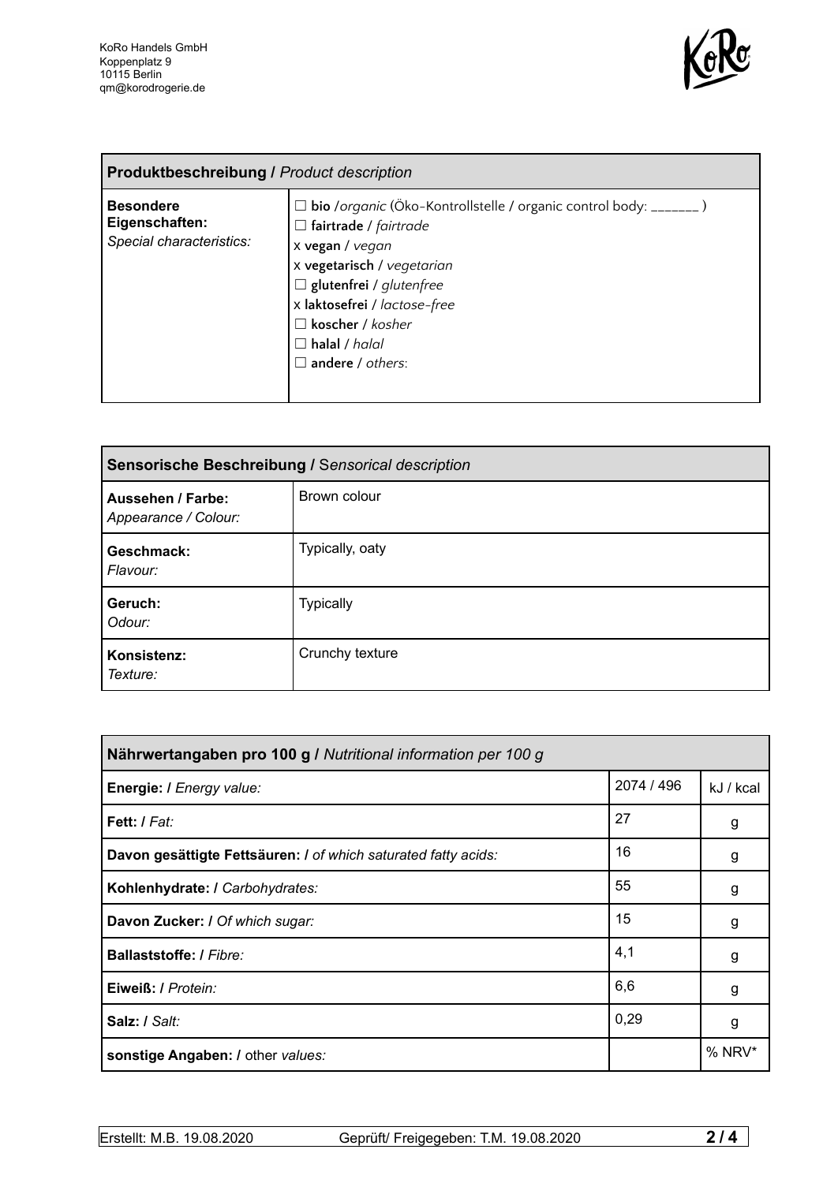KoRo Handels GmbH
Koppenplatz 9
10115 Berlin
qm@korodrogerie.de

| **Produktbeschreibung /** *Product description* | |
|---|---|
| **Besondere Eigenschaften:** *Special characteristics:* | ☐ **bio** /*organic* (Öko-Kontrollstelle / organic control body: _______ )<br>☐ **fairtrade** / *fairtrade*<br>x **vegan** / *vegan*<br>x **vegetarisch** / *vegetarian*<br>☐ **glutenfrei** / *glutenfree*<br>x **laktosefrei** / *lactose-free*<br>☐ **koscher** / *kosher*<br>☐ **halal** / *halal*<br>☐ **andere** / *others*: |

| **Sensorische Beschreibung /** *Sensorical description* | |
|---|---|
| **Aussehen / Farbe:** *Appearance / Colour:* | Brown colour |
| **Geschmack:** *Flavour:* | Typically, oaty |
| **Geruch:** *Odour:* | Typically |
| **Konsistenz:** *Texture:* | Crunchy texture |

| **Nährwertangaben pro 100 g /** *Nutritional information per 100 g* | | |
|---|---|---|
| **Energie: /** *Energy value:* | 2074 / 496 | kJ / kcal |
| **Fett: /** *Fat:* | 27 | g |
| **Davon gesättigte Fettsäuren: /** *of which saturated fatty acids:* | 16 | g |
| **Kohlenhydrate: /** *Carbohydrates:* | 55 | g |
| **Davon Zucker: /** *Of which sugar:* | 15 | g |
| **Ballaststoffe: /** *Fibre:* | 4,1 | g |
| **Eiweiß: /** *Protein:* | 6,6 | g |
| **Salz: /** *Salt:* | 0,29 | g |
| **sonstige Angaben: /** other *values:* | | % NRV* |

Erstellt: M.B. 19.08.2020 Geprüft/ Freigegeben: T.M. 19.08.2020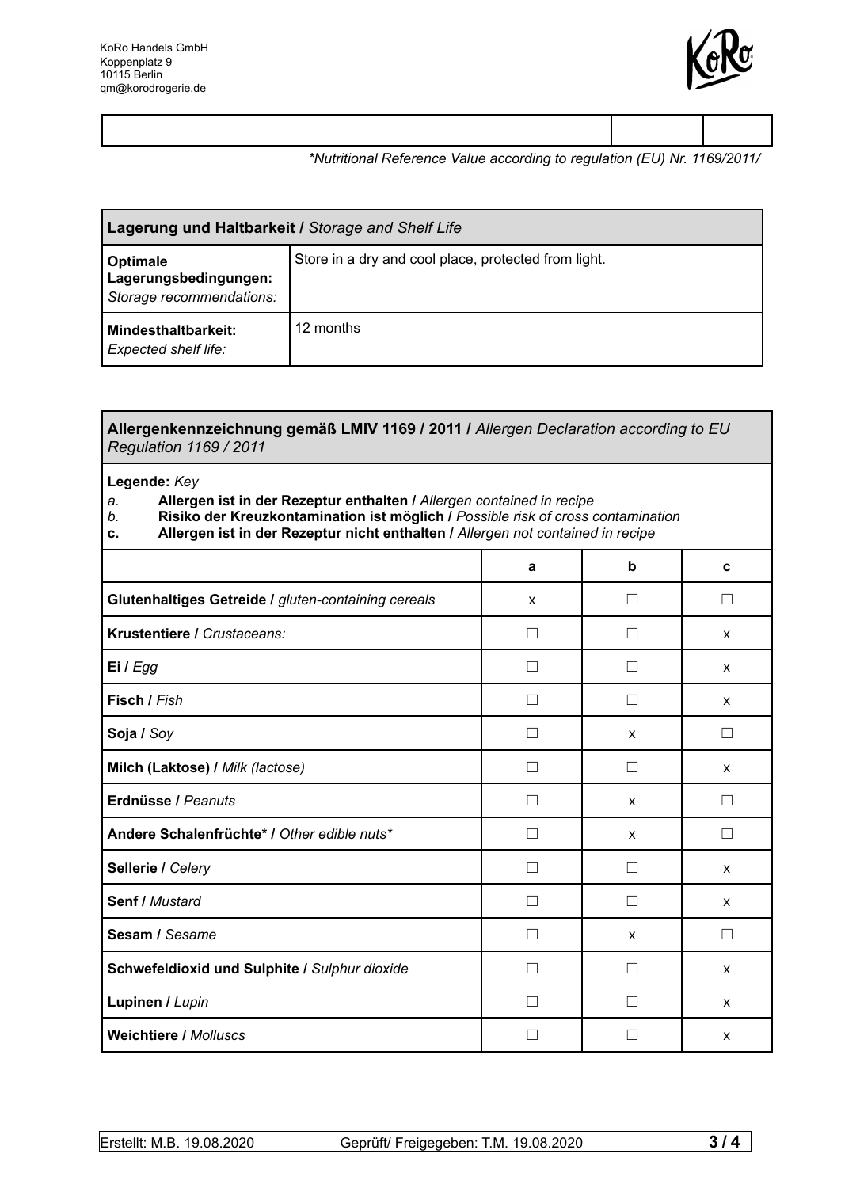KoRo Handels GmbH
Koppenplatz 9
10115 Berlin
qm@korodrogerie.de

| | | |
|---|---|---|
| | | |

*\*Nutritional Reference Value according to regulation (EU) Nr. 1169/2011/*

| **Lagerung und Haltbarkeit /** *Storage and Shelf Life* | |
|---|---|
| **Optimale Lagerungsbedingungen:** *Storage recommendations:* | Store in a dry and cool place, protected from light. |
| **Mindesthaltbarkeit:** *Expected shelf life:* | 12 months |

**Allergenkennzeichnung gemäß LMIV 1169 / 2011 /** *Allergen Declaration according to EU Regulation 1169 / 2011*

**Legende:** *Key*

*a.* **Allergen ist in der Rezeptur enthalten /** *Allergen contained in recipe*
*b.* **Risiko der Kreuzkontamination ist möglich /** *Possible risk of cross contamination*
**c.** **Allergen ist in der Rezeptur nicht enthalten /** *Allergen not contained in recipe*

| | a | b | c |
|---|---|---|---|
| **Glutenhaltiges Getreide /** *gluten-containing cereals* | x | ☐ | ☐ |
| **Krustentiere /** *Crustaceans:* | ☐ | ☐ | x |
| **Ei /** *Egg* | ☐ | ☐ | x |
| **Fisch /** *Fish* | ☐ | ☐ | x |
| **Soja /** *Soy* | ☐ | x | ☐ |
| **Milch (Laktose) /** *Milk (lactose)* | ☐ | ☐ | x |
| **Erdnüsse /** *Peanuts* | ☐ | x | ☐ |
| **Andere Schalenfrüchte\* /** *Other edible nuts\** | ☐ | x | ☐ |
| **Sellerie /** *Celery* | ☐ | ☐ | x |
| **Senf /** *Mustard* | ☐ | ☐ | x |
| **Sesam /** *Sesame* | ☐ | x | ☐ |
| **Schwefeldioxid und Sulphite /** *Sulphur dioxide* | ☐ | ☐ | x |
| **Lupinen /** *Lupin* | ☐ | ☐ | x |
| **Weichtiere /** *Molluscs* | ☐ | ☐ | x |

Erstellt: M.B. 19.08.2020 Geprüft/ Freigegeben: T.M. 19.08.2020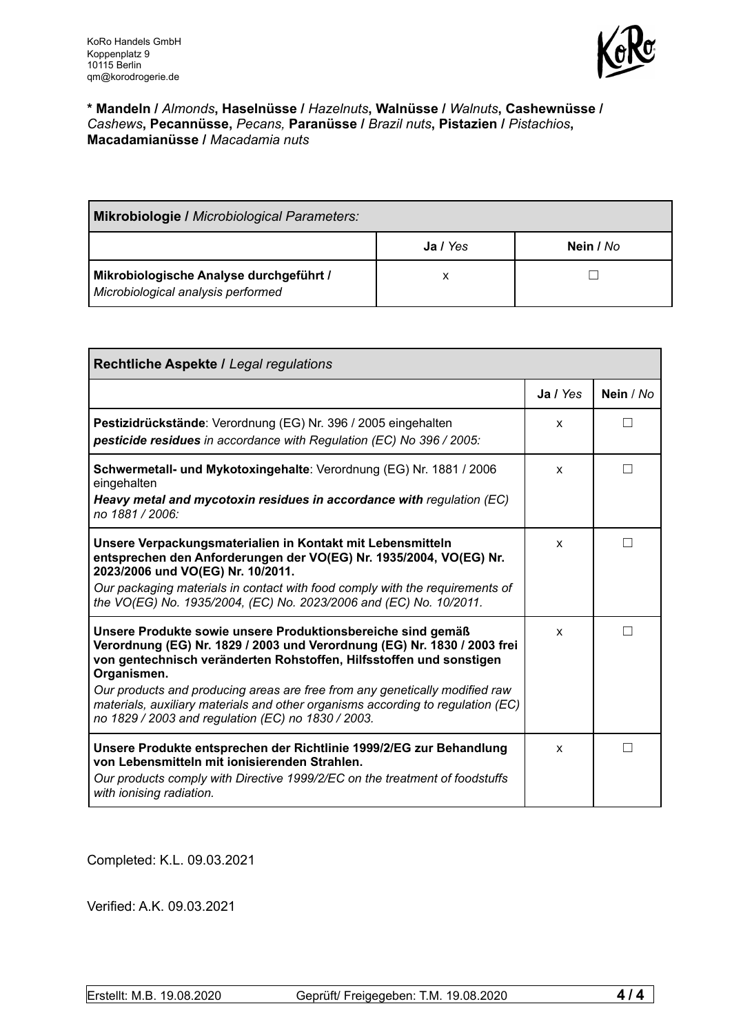**\* Mandeln /** *Almonds*, **Haselnüsse /** *Hazelnuts*, **Walnüsse /** *Walnuts*, **Cashewnüsse /** *Cashews*, **Pecannüsse,** *Pecans,* **Paranüsse /** *Brazil nuts*, **Pistazien /** *Pistachios*, **Macadamianüsse /** *Macadamia nuts*

| **Mikrobiologie /** *Microbiological Parameters:* | | |
|---|---|---|
| | **Ja /** *Yes* | **Nein /** *No* |
| **Mikrobiologische Analyse durchgeführt /** *Microbiological analysis performed* | x | ☐ |

| **Rechtliche Aspekte /** *Legal regulations* | | |
|---|---|---|
| | **Ja /** *Yes* | **Nein** / *No* |
| **Pestizidrückstände**: Verordnung (EG) Nr. 396 / 2005 eingehalten ***pesticide residues*** *in accordance with Regulation (EC) No 396 / 2005:* | x | ☐ |
| **Schwermetall- und Mykotoxingehalte**: Verordnung (EG) Nr. 1881 / 2006 eingehalten ***Heavy metal and mycotoxin residues in accordance with*** *regulation (EC) no 1881 / 2006:* | x | ☐ |
| **Unsere Verpackungsmaterialien in Kontakt mit Lebensmitteln entsprechen den Anforderungen der VO(EG) Nr. 1935/2004, VO(EG) Nr. 2023/2006 und VO(EG) Nr. 10/2011.** *Our packaging materials in contact with food comply with the requirements of the VO(EG) No. 1935/2004, (EC) No. 2023/2006 and (EC) No. 10/2011.* | x | ☐ |
| **Unsere Produkte sowie unsere Produktionsbereiche sind gemäß Verordnung (EG) Nr. 1829 / 2003 und Verordnung (EG) Nr. 1830 / 2003 frei von gentechnisch veränderten Rohstoffen, Hilfsstoffen und sonstigen Organismen.** *Our products and producing areas are free from any genetically modified raw materials, auxiliary materials and other organisms according to regulation (EC) no 1829 / 2003 and regulation (EC) no 1830 / 2003.* | x | ☐ |
| **Unsere Produkte entsprechen der Richtlinie 1999/2/EG zur Behandlung von Lebensmitteln mit ionisierenden Strahlen.** *Our products comply with Directive 1999/2/EC on the treatment of foodstuffs with ionising radiation.* | x | ☐ |

Completed: K.L. 09.03.2021

Verified: A.K. 09.03.2021